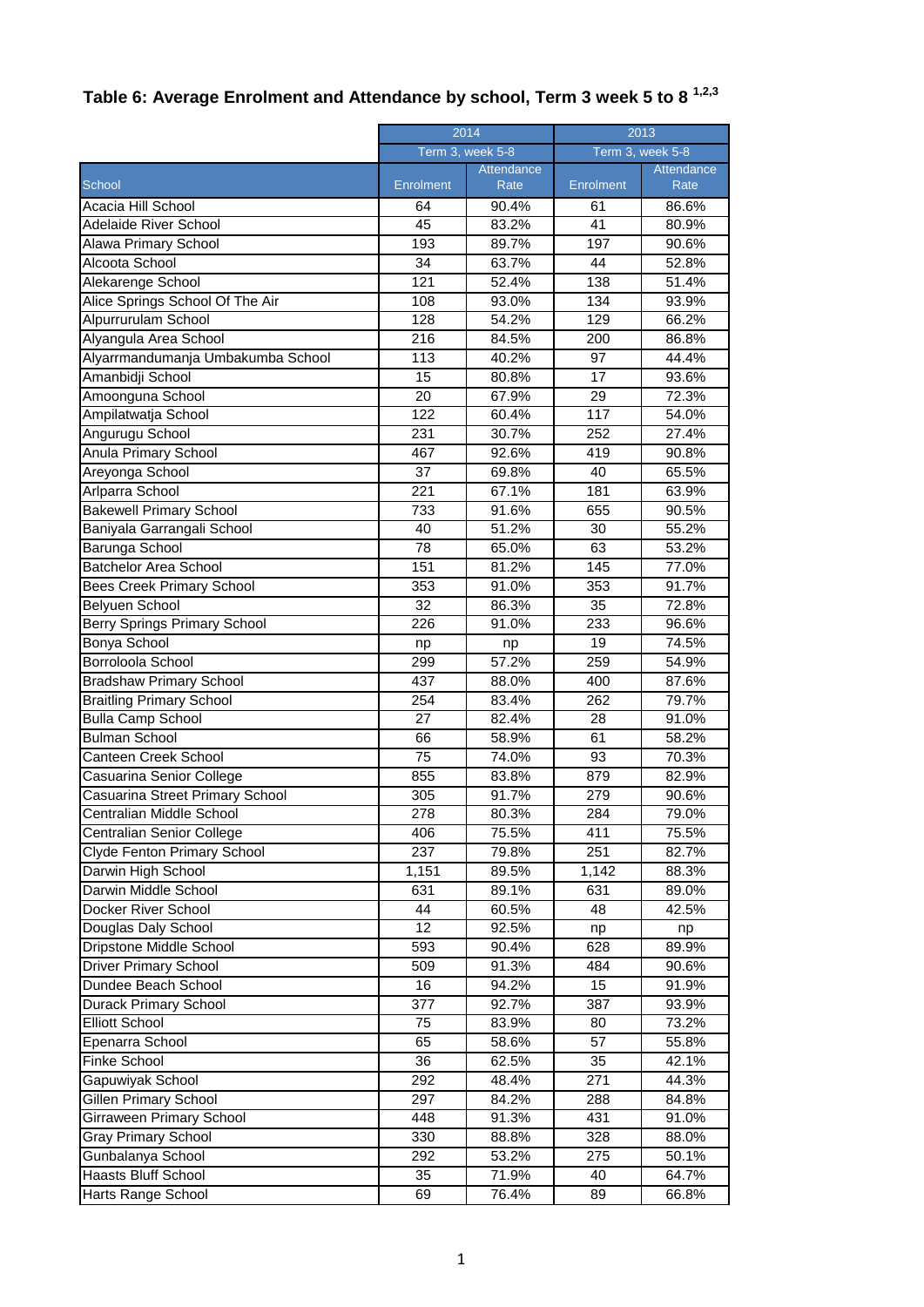## Table 6: Average Enrolment and Attendance by school, Term 3 week 5 to 8 [1,2,3]

| | 2014 | | 2013 | |
|---|---|---|---|---|
| | Term 3, week 5-8 | | Term 3, week 5-8 | |
| School | Enrolment | Attendance Rate | Enrolment | Attendance Rate |
| Acacia Hill School | 64 | 90.4% | 61 | 86.6% |
| Adelaide River School | 45 | 83.2% | 41 | 80.9% |
| Alawa Primary School | 193 | 89.7% | 197 | 90.6% |
| Alcoota School | 34 | 63.7% | 44 | 52.8% |
| Alekarenge School | 121 | 52.4% | 138 | 51.4% |
| Alice Springs School Of The Air | 108 | 93.0% | 134 | 93.9% |
| Alpurrurulam School | 128 | 54.2% | 129 | 66.2% |
| Alyangula Area School | 216 | 84.5% | 200 | 86.8% |
| Alyarrmandumanja Umbakumba School | 113 | 40.2% | 97 | 44.4% |
| Amanbidji School | 15 | 80.8% | 17 | 93.6% |
| Amoonguna School | 20 | 67.9% | 29 | 72.3% |
| Ampilatwatja School | 122 | 60.4% | 117 | 54.0% |
| Angurugu School | 231 | 30.7% | 252 | 27.4% |
| Anula Primary School | 467 | 92.6% | 419 | 90.8% |
| Areyonga School | 37 | 69.8% | 40 | 65.5% |
| Arlparra School | 221 | 67.1% | 181 | 63.9% |
| Bakewell Primary School | 733 | 91.6% | 655 | 90.5% |
| Baniyala Garrangali School | 40 | 51.2% | 30 | 55.2% |
| Barunga School | 78 | 65.0% | 63 | 53.2% |
| Batchelor Area School | 151 | 81.2% | 145 | 77.0% |
| Bees Creek Primary School | 353 | 91.0% | 353 | 91.7% |
| Belyuen School | 32 | 86.3% | 35 | 72.8% |
| Berry Springs Primary School | 226 | 91.0% | 233 | 96.6% |
| Bonya School | np | np | 19 | 74.5% |
| Borroloola School | 299 | 57.2% | 259 | 54.9% |
| Bradshaw Primary School | 437 | 88.0% | 400 | 87.6% |
| Braitling Primary School | 254 | 83.4% | 262 | 79.7% |
| Bulla Camp School | 27 | 82.4% | 28 | 91.0% |
| Bulman School | 66 | 58.9% | 61 | 58.2% |
| Canteen Creek School | 75 | 74.0% | 93 | 70.3% |
| Casuarina Senior College | 855 | 83.8% | 879 | 82.9% |
| Casuarina Street Primary School | 305 | 91.7% | 279 | 90.6% |
| Centralian Middle School | 278 | 80.3% | 284 | 79.0% |
| Centralian Senior College | 406 | 75.5% | 411 | 75.5% |
| Clyde Fenton Primary School | 237 | 79.8% | 251 | 82.7% |
| Darwin High School | 1,151 | 89.5% | 1,142 | 88.3% |
| Darwin Middle School | 631 | 89.1% | 631 | 89.0% |
| Docker River School | 44 | 60.5% | 48 | 42.5% |
| Douglas Daly School | 12 | 92.5% | np | np |
| Dripstone Middle School | 593 | 90.4% | 628 | 89.9% |
| Driver Primary School | 509 | 91.3% | 484 | 90.6% |
| Dundee Beach School | 16 | 94.2% | 15 | 91.9% |
| Durack Primary School | 377 | 92.7% | 387 | 93.9% |
| Elliott School | 75 | 83.9% | 80 | 73.2% |
| Epenarra School | 65 | 58.6% | 57 | 55.8% |
| Finke School | 36 | 62.5% | 35 | 42.1% |
| Gapuwiyak School | 292 | 48.4% | 271 | 44.3% |
| Gillen Primary School | 297 | 84.2% | 288 | 84.8% |
| Girraween Primary School | 448 | 91.3% | 431 | 91.0% |
| Gray Primary School | 330 | 88.8% | 328 | 88.0% |
| Gunbalanya School | 292 | 53.2% | 275 | 50.1% |
| Haasts Bluff School | 35 | 71.9% | 40 | 64.7% |
| Harts Range School | 69 | 76.4% | 89 | 66.8% |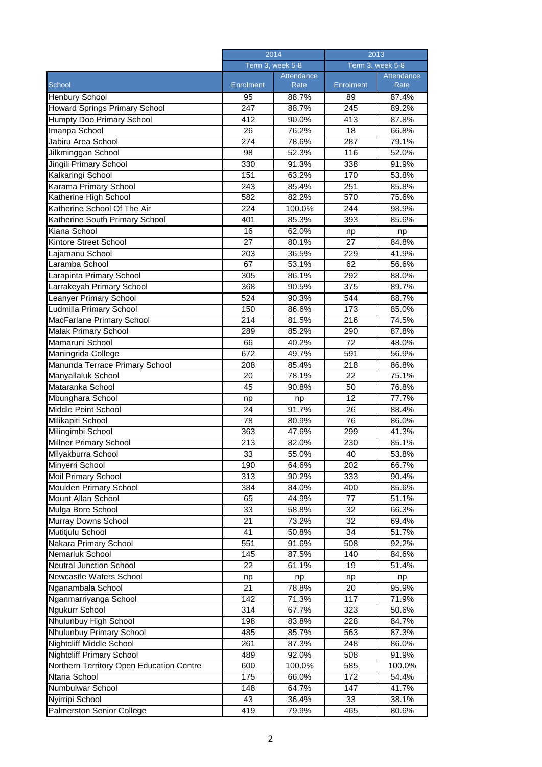| School | 2014 | | 2013 | |
|---|---|---|---|---|
| | Term 3, week 5-8 | | Term 3, week 5-8 | |
| | Enrolment | Attendance Rate | Enrolment | Attendance Rate |
| Henbury School | 95 | 88.7% | 89 | 87.4% |
| Howard Springs Primary School | 247 | 88.7% | 245 | 89.2% |
| Humpty Doo Primary School | 412 | 90.0% | 413 | 87.8% |
| Imanpa School | 26 | 76.2% | 18 | 66.8% |
| Jabiru Area School | 274 | 78.6% | 287 | 79.1% |
| Jilkminggan School | 98 | 52.3% | 116 | 52.0% |
| Jingili Primary School | 330 | 91.3% | 338 | 91.9% |
| Kalkaringi School | 151 | 63.2% | 170 | 53.8% |
| Karama Primary School | 243 | 85.4% | 251 | 85.8% |
| Katherine High School | 582 | 82.2% | 570 | 75.6% |
| Katherine School Of The Air | 224 | 100.0% | 244 | 98.9% |
| Katherine South Primary School | 401 | 85.3% | 393 | 85.6% |
| Kiana School | 16 | 62.0% | np | np |
| Kintore Street School | 27 | 80.1% | 27 | 84.8% |
| Lajamanu School | 203 | 36.5% | 229 | 41.9% |
| Laramba School | 67 | 53.1% | 62 | 56.6% |
| Larapinta Primary School | 305 | 86.1% | 292 | 88.0% |
| Larrakeyah Primary School | 368 | 90.5% | 375 | 89.7% |
| Leanyer Primary School | 524 | 90.3% | 544 | 88.7% |
| Ludmilla Primary School | 150 | 86.6% | 173 | 85.0% |
| MacFarlane Primary School | 214 | 81.5% | 216 | 74.5% |
| Malak Primary School | 289 | 85.2% | 290 | 87.8% |
| Mamaruni School | 66 | 40.2% | 72 | 48.0% |
| Maningrida College | 672 | 49.7% | 591 | 56.9% |
| Manunda Terrace Primary School | 208 | 85.4% | 218 | 86.8% |
| Manyallaluk School | 20 | 78.1% | 22 | 75.1% |
| Mataranka School | 45 | 90.8% | 50 | 76.8% |
| Mbunghara School | np | np | 12 | 77.7% |
| Middle Point School | 24 | 91.7% | 26 | 88.4% |
| Milikapiti School | 78 | 80.9% | 76 | 86.0% |
| Milingimbi School | 363 | 47.6% | 299 | 41.3% |
| Millner Primary School | 213 | 82.0% | 230 | 85.1% |
| Milyakburra School | 33 | 55.0% | 40 | 53.8% |
| Minyerri School | 190 | 64.6% | 202 | 66.7% |
| Moil Primary School | 313 | 90.2% | 333 | 90.4% |
| Moulden Primary School | 384 | 84.0% | 400 | 85.6% |
| Mount Allan School | 65 | 44.9% | 77 | 51.1% |
| Mulga Bore School | 33 | 58.8% | 32 | 66.3% |
| Murray Downs School | 21 | 73.2% | 32 | 69.4% |
| Mutitjulu School | 41 | 50.8% | 34 | 51.7% |
| Nakara Primary School | 551 | 91.6% | 508 | 92.2% |
| Nemarluk School | 145 | 87.5% | 140 | 84.6% |
| Neutral Junction School | 22 | 61.1% | 19 | 51.4% |
| Newcastle Waters School | np | np | np | np |
| Nganambala School | 21 | 78.8% | 20 | 95.9% |
| Nganmarriyanga School | 142 | 71.3% | 117 | 71.9% |
| Ngukurr School | 314 | 67.7% | 323 | 50.6% |
| Nhulunbuy High School | 198 | 83.8% | 228 | 84.7% |
| Nhulunbuy Primary School | 485 | 85.7% | 563 | 87.3% |
| Nightcliff Middle School | 261 | 87.3% | 248 | 86.0% |
| Nightcliff Primary School | 489 | 92.0% | 508 | 91.9% |
| Northern Territory Open Education Centre | 600 | 100.0% | 585 | 100.0% |
| Ntaria School | 175 | 66.0% | 172 | 54.4% |
| Numbulwar School | 148 | 64.7% | 147 | 41.7% |
| Nyirripi School | 43 | 36.4% | 33 | 38.1% |
| Palmerston Senior College | 419 | 79.9% | 465 | 80.6% |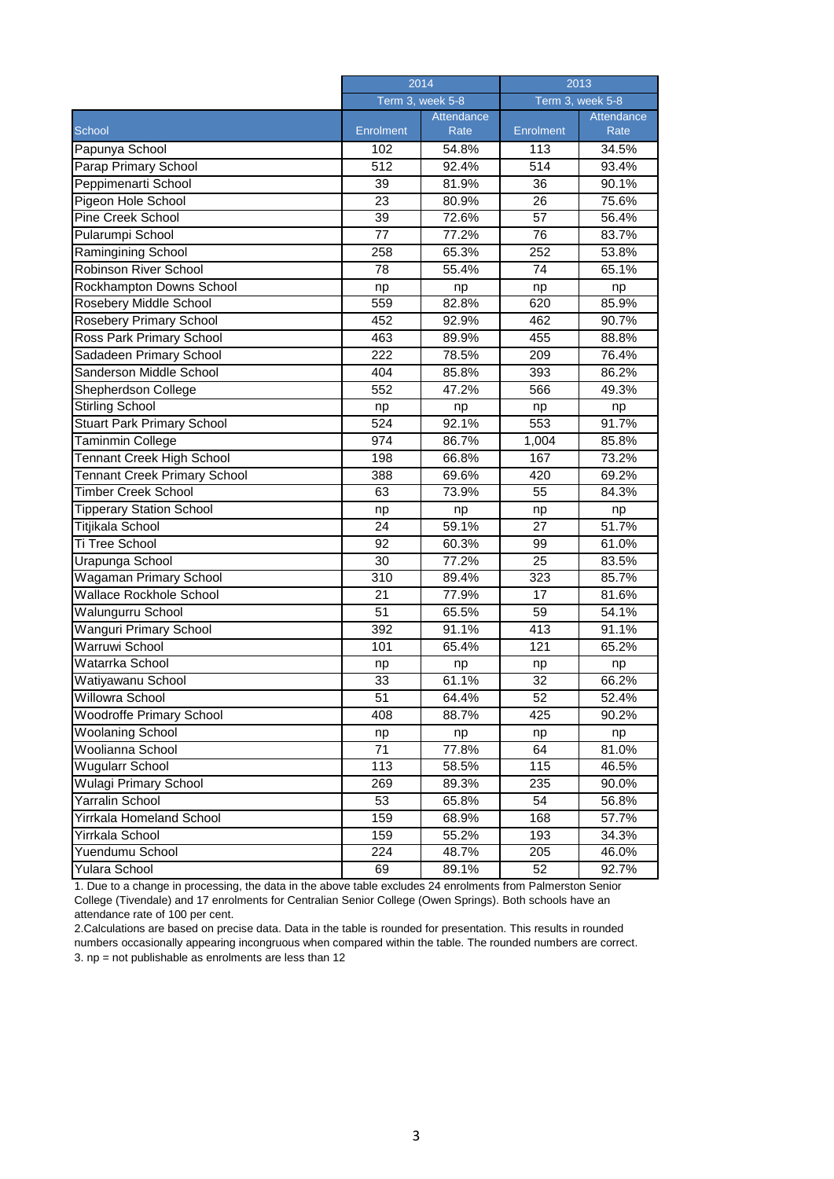| School | 2014 | | 2013 | |
|---|---|---|---|---|
| | Term 3, week 5-8 | | Term 3, week 5-8 | |
| | Enrolment | Attendance Rate | Enrolment | Attendance Rate |
| Papunya School | 102 | 54.8% | 113 | 34.5% |
| Parap Primary School | 512 | 92.4% | 514 | 93.4% |
| Peppimenarti School | 39 | 81.9% | 36 | 90.1% |
| Pigeon Hole School | 23 | 80.9% | 26 | 75.6% |
| Pine Creek School | 39 | 72.6% | 57 | 56.4% |
| Pularumpi School | 77 | 77.2% | 76 | 83.7% |
| Ramingining School | 258 | 65.3% | 252 | 53.8% |
| Robinson River School | 78 | 55.4% | 74 | 65.1% |
| Rockhampton Downs School | np | np | np | np |
| Rosebery Middle School | 559 | 82.8% | 620 | 85.9% |
| Rosebery Primary School | 452 | 92.9% | 462 | 90.7% |
| Ross Park Primary School | 463 | 89.9% | 455 | 88.8% |
| Sadadeen Primary School | 222 | 78.5% | 209 | 76.4% |
| Sanderson Middle School | 404 | 85.8% | 393 | 86.2% |
| Shepherdson College | 552 | 47.2% | 566 | 49.3% |
| Stirling School | np | np | np | np |
| Stuart Park Primary School | 524 | 92.1% | 553 | 91.7% |
| Taminmin College | 974 | 86.7% | 1,004 | 85.8% |
| Tennant Creek High School | 198 | 66.8% | 167 | 73.2% |
| Tennant Creek Primary School | 388 | 69.6% | 420 | 69.2% |
| Timber Creek School | 63 | 73.9% | 55 | 84.3% |
| Tipperary Station School | np | np | np | np |
| Titjikala School | 24 | 59.1% | 27 | 51.7% |
| Ti Tree School | 92 | 60.3% | 99 | 61.0% |
| Urapunga School | 30 | 77.2% | 25 | 83.5% |
| Wagaman Primary School | 310 | 89.4% | 323 | 85.7% |
| Wallace Rockhole School | 21 | 77.9% | 17 | 81.6% |
| Walungurru School | 51 | 65.5% | 59 | 54.1% |
| Wanguri Primary School | 392 | 91.1% | 413 | 91.1% |
| Warruwi School | 101 | 65.4% | 121 | 65.2% |
| Watarrka School | np | np | np | np |
| Watiyawanu School | 33 | 61.1% | 32 | 66.2% |
| Willowra School | 51 | 64.4% | 52 | 52.4% |
| Woodroffe Primary School | 408 | 88.7% | 425 | 90.2% |
| Woolaning School | np | np | np | np |
| Woolianna School | 71 | 77.8% | 64 | 81.0% |
| Wugularr School | 113 | 58.5% | 115 | 46.5% |
| Wulagi Primary School | 269 | 89.3% | 235 | 90.0% |
| Yarralin School | 53 | 65.8% | 54 | 56.8% |
| Yirrkala Homeland School | 159 | 68.9% | 168 | 57.7% |
| Yirrkala School | 159 | 55.2% | 193 | 34.3% |
| Yuendumu School | 224 | 48.7% | 205 | 46.0% |
| Yulara School | 69 | 89.1% | 52 | 92.7% |

1. Due to a change in processing, the data in the above table excludes 24 enrolments from Palmerston Senior College (Tivendale) and 17 enrolments for Centralian Senior College (Owen Springs). Both schools have an attendance rate of 100 per cent.

2.Calculations are based on precise data. Data in the table is rounded for presentation. This results in rounded numbers occasionally appearing incongruous when compared within the table. The rounded numbers are correct.

3. np = not publishable as enrolments are less than 12